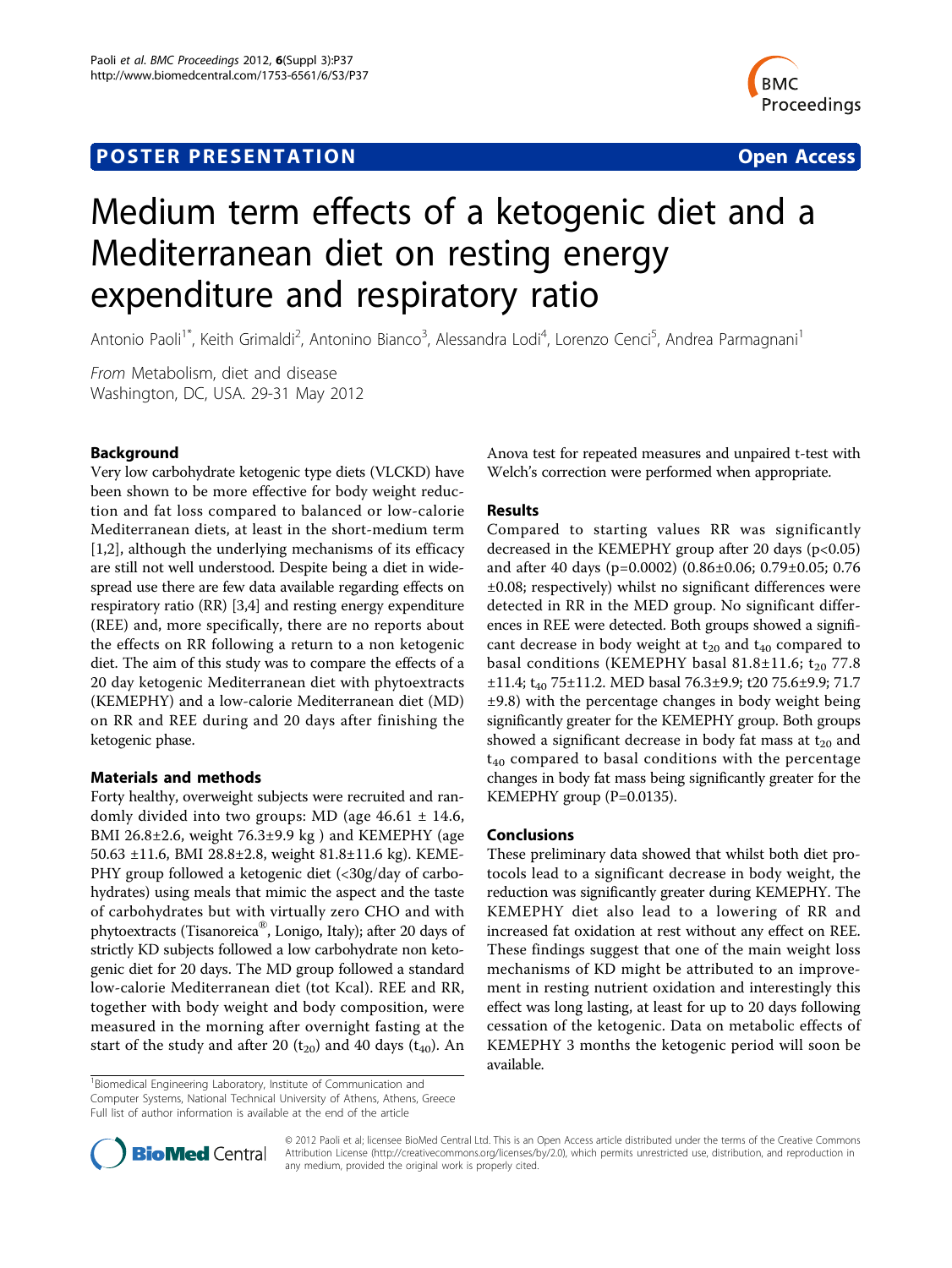POSTER PRESENTATION Open Access

# Medium term effects of a ketogenic diet and a Mediterranean diet on resting energy expenditure and respiratory ratio

Antonio Paoli[1*], Keith Grimaldi[2], Antonino Bianco[3], Alessandra Lodi[4], Lorenzo Cenci[5], Andrea Parmagnani[1]

*From* Metabolism, diet and disease
Washington, DC, USA. 29-31 May 2012

## Background

Very low carbohydrate ketogenic type diets (VLCKD) have been shown to be more effective for body weight reduction and fat loss compared to balanced or low-calorie Mediterranean diets, at least in the short-medium term [1,2], although the underlying mechanisms of its efficacy are still not well understood. Despite being a diet in widespread use there are few data available regarding effects on respiratory ratio (RR) [3,4] and resting energy expenditure (REE) and, more specifically, there are no reports about the effects on RR following a return to a non ketogenic diet. The aim of this study was to compare the effects of a 20 day ketogenic Mediterranean diet with phytoextracts (KEMEPHY) and a low-calorie Mediterranean diet (MD) on RR and REE during and 20 days after finishing the ketogenic phase.

## Materials and methods

Forty healthy, overweight subjects were recruited and randomly divided into two groups: MD (age 46.61 ± 14.6, BMI 26.8±2.6, weight 76.3±9.9 kg ) and KEMEPHY (age 50.63 ±11.6, BMI 28.8±2.8, weight 81.8±11.6 kg). KEMEPHY group followed a ketogenic diet (<30g/day of carbohydrates) using meals that mimic the aspect and the taste of carbohydrates but with virtually zero CHO and with phytoextracts (Tisanoreica®, Lonigo, Italy); after 20 days of strictly KD subjects followed a low carbohydrate non ketogenic diet for 20 days. The MD group followed a standard low-calorie Mediterranean diet (tot Kcal). REE and RR, together with body weight and body composition, were measured in the morning after overnight fasting at the start of the study and after 20 ($t_{20}$) and 40 days ($t_{40}$). An Anova test for repeated measures and unpaired t-test with Welch's correction were performed when appropriate.

## Results

Compared to starting values RR was significantly decreased in the KEMEPHY group after 20 days ($p<0.05$) and after 40 days ($p=0.0002$) (0.86±0.06; 0.79±0.05; 0.76 ±0.08; respectively) whilst no significant differences were detected in RR in the MED group. No significant differences in REE were detected. Both groups showed a significant decrease in body weight at $t_{20}$ and $t_{40}$ compared to basal conditions (KEMEPHY basal 81.8±11.6; $t_{20}$ 77.8 ±11.4; $t_{40}$ 75±11.2. MED basal 76.3±9.9; t20 75.6±9.9; 71.7 ±9.8) with the percentage changes in body weight being significantly greater for the KEMEPHY group. Both groups showed a significant decrease in body fat mass at $t_{20}$ and $t_{40}$ compared to basal conditions with the percentage changes in body fat mass being significantly greater for the KEMEPHY group (P=0.0135).

## Conclusions

These preliminary data showed that whilst both diet protocols lead to a significant decrease in body weight, the reduction was significantly greater during KEMEPHY. The KEMEPHY diet also lead to a lowering of RR and increased fat oxidation at rest without any effect on REE. These findings suggest that one of the main weight loss mechanisms of KD might be attributed to an improvement in resting nutrient oxidation and interestingly this effect was long lasting, at least for up to 20 days following cessation of the ketogenic. Data on metabolic effects of KEMEPHY 3 months the ketogenic period will soon be available.

[1]Biomedical Engineering Laboratory, Institute of Communication and Computer Systems, National Technical University of Athens, Athens, Greece
Full list of author information is available at the end of the article

© 2012 Paoli et al; licensee BioMed Central Ltd. This is an Open Access article distributed under the terms of the Creative Commons Attribution License (http://creativecommons.org/licenses/by/2.0), which permits unrestricted use, distribution, and reproduction in any medium, provided the original work is properly cited.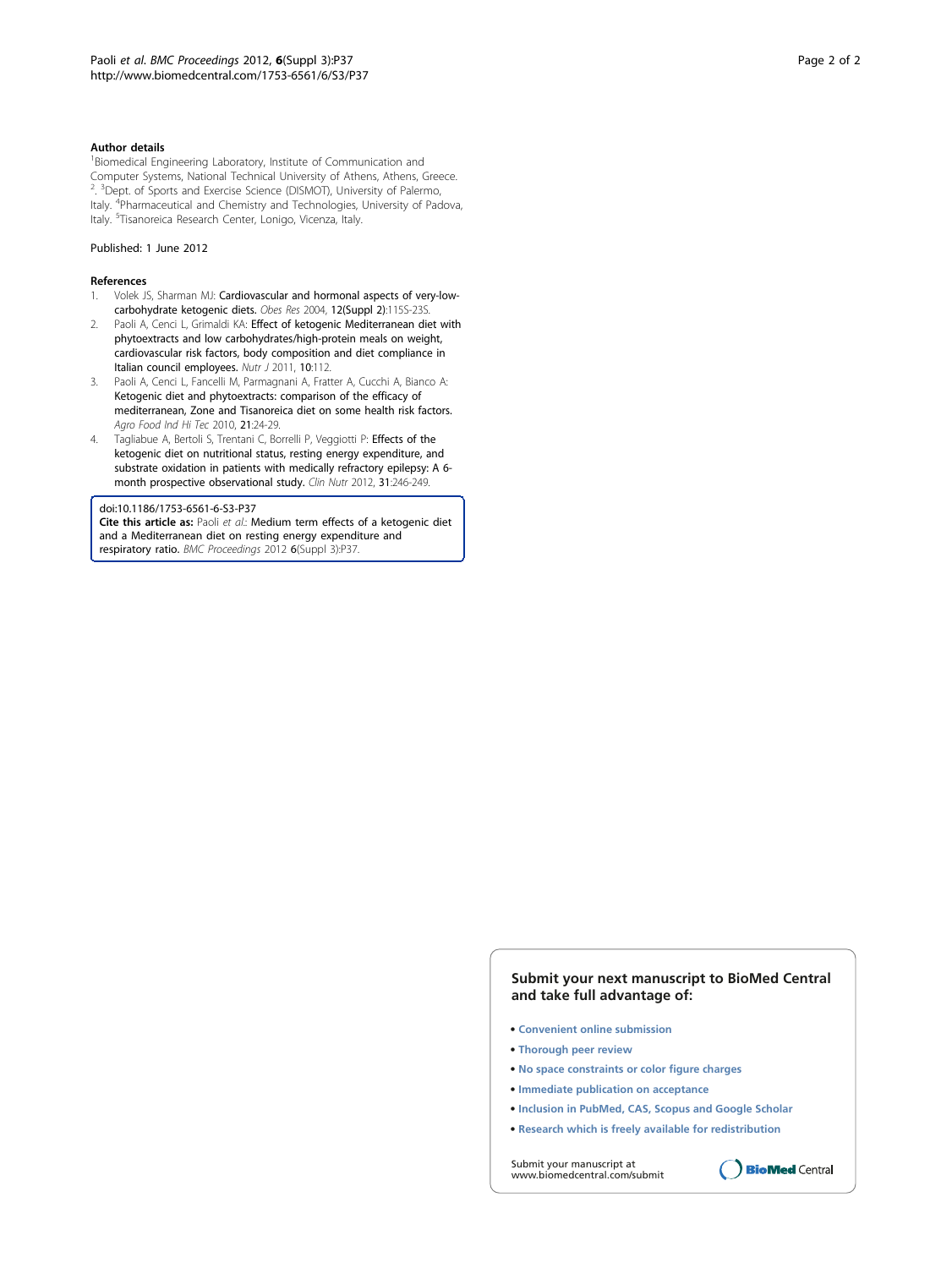### Author details

[1]Biomedical Engineering Laboratory, Institute of Communication and Computer Systems, National Technical University of Athens, Athens, Greece. [2]. [3]Dept. of Sports and Exercise Science (DISMOT), University of Palermo, Italy. [4]Pharmaceutical and Chemistry and Technologies, University of Padova, Italy. [5]Tisanoreica Research Center, Lonigo, Vicenza, Italy.

Published: 1 June 2012

### References

1. Volek JS, Sharman MJ: **Cardiovascular and hormonal aspects of very-low-carbohydrate ketogenic diets.** *Obes Res* 2004, **12(Suppl 2)**:115S-23S.
2. Paoli A, Cenci L, Grimaldi KA: **Effect of ketogenic Mediterranean diet with phytoextracts and low carbohydrates/high-protein meals on weight, cardiovascular risk factors, body composition and diet compliance in Italian council employees.** *Nutr J* 2011, **10**:112.
3. Paoli A, Cenci L, Fancelli M, Parmagnani A, Fratter A, Cucchi A, Bianco A: **Ketogenic diet and phytoextracts: comparison of the efficacy of mediterranean, Zone and Tisanoreica diet on some health risk factors.** *Agro Food Ind Hi Tec* 2010, **21**:24-29.
4. Tagliabue A, Bertoli S, Trentani C, Borrelli P, Veggiotti P: **Effects of the ketogenic diet on nutritional status, resting energy expenditure, and substrate oxidation in patients with medically refractory epilepsy: A 6-month prospective observational study.** *Clin Nutr* 2012, **31**:246-249.

doi:10.1186/1753-6561-6-S3-P37

**Cite this article as:** Paoli *et al.*: Medium term effects of a ketogenic diet and a Mediterranean diet on resting energy expenditure and respiratory ratio. *BMC Proceedings* 2012 **6**(Suppl 3):P37.

**Submit your next manuscript to BioMed Central and take full advantage of:**

- **Convenient online submission**
- **Thorough peer review**
- **No space constraints or color figure charges**
- **Immediate publication on acceptance**
- **Inclusion in PubMed, CAS, Scopus and Google Scholar**
- **Research which is freely available for redistribution**

Submit your manuscript at
www.biomedcentral.com/submit

BioMed Central